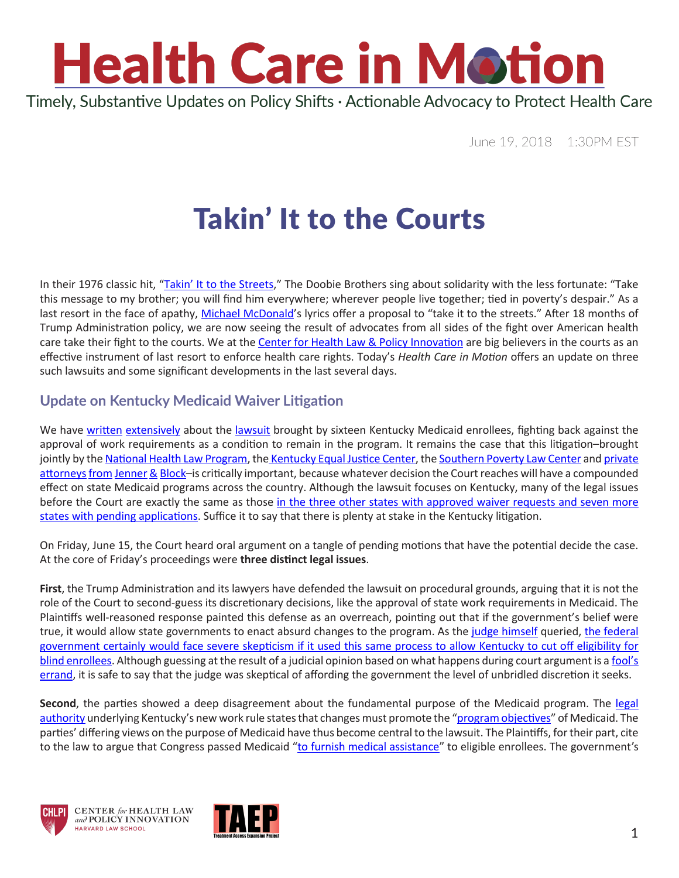# Health Care in Motion

Timely, Substantive Updates on Policy Shifts · Actionable Advocacy to Protect Health Care

June 19, 2018 1:30PM EST

# Takin' It to the Courts

In their 1976 classic hit, "Takin' It to the Streets," The Doobie Brothers sing about solidarity with the less fortunate: "Take this message to my brother; you will find him everywhere; wherever people live together; tied in poverty's despair." As a last resort in the face of apathy, Michael McDonald's lyrics offer a proposal to "take it to the streets." After 18 months of Trump Administration policy, we are now seeing the result of advocates from all sides of the fight over American health care take their fight to the courts. We at the Center for Health Law & Policy Innovation are big believers in the courts as an effective instrument of last resort to enforce health care rights. Today's *Health Care in Motion* offers an update on three such lawsuits and some significant developments in the last several days.

## Update on Kentucky Medicaid Waiver Litigation

We have written extensively about the lawsuit brought by sixteen Kentucky Medicaid enrollees, fighting back against the approval of work requirements as a condition to remain in the program. It remains the case that this litigation–brought jointly by the National Health Law Program, the Kentucky Equal Justice Center, the Southern Poverty Law Center and private attorneys from Jenner & Block–is critically important, because whatever decision the Court reaches will have a compounded effect on state Medicaid programs across the country. Although the lawsuit focuses on Kentucky, many of the legal issues before the Court are exactly the same as those in the three other states with approved waiver requests and seven more states with pending applications. Suffice it to say that there is plenty at stake in the Kentucky litigation.

On Friday, June 15, the Court heard oral argument on a tangle of pending motions that have the potential decide the case. At the core of Friday's proceedings were **three distinct legal issues**.

**First**, the Trump Administration and its lawyers have defended the lawsuit on procedural grounds, arguing that it is not the role of the Court to second-guess its discretionary decisions, like the approval of state work requirements in Medicaid. The Plaintiffs well-reasoned response painted this defense as an overreach, pointing out that if the government's belief were true, it would allow state governments to enact absurd changes to the program. As the judge himself queried, the federal government certainly would face severe skepticism if it used this same process to allow Kentucky to cut off eligibility for blind enrollees. Although guessing at the result of a judicial opinion based on what happens during court argument is a fool's errand, it is safe to say that the judge was skeptical of affording the government the level of unbridled discretion it seeks.

**Second**, the parties showed a deep disagreement about the fundamental purpose of the Medicaid program. The legal authority underlying Kentucky's new work rule states that changes must promote the "program objectives" of Medicaid. The parties' differing views on the purpose of Medicaid have thus become central to the lawsuit. The Plaintiffs, for their part, cite to the law to argue that Congress passed Medicaid "to furnish medical assistance" to eligible enrollees. The government's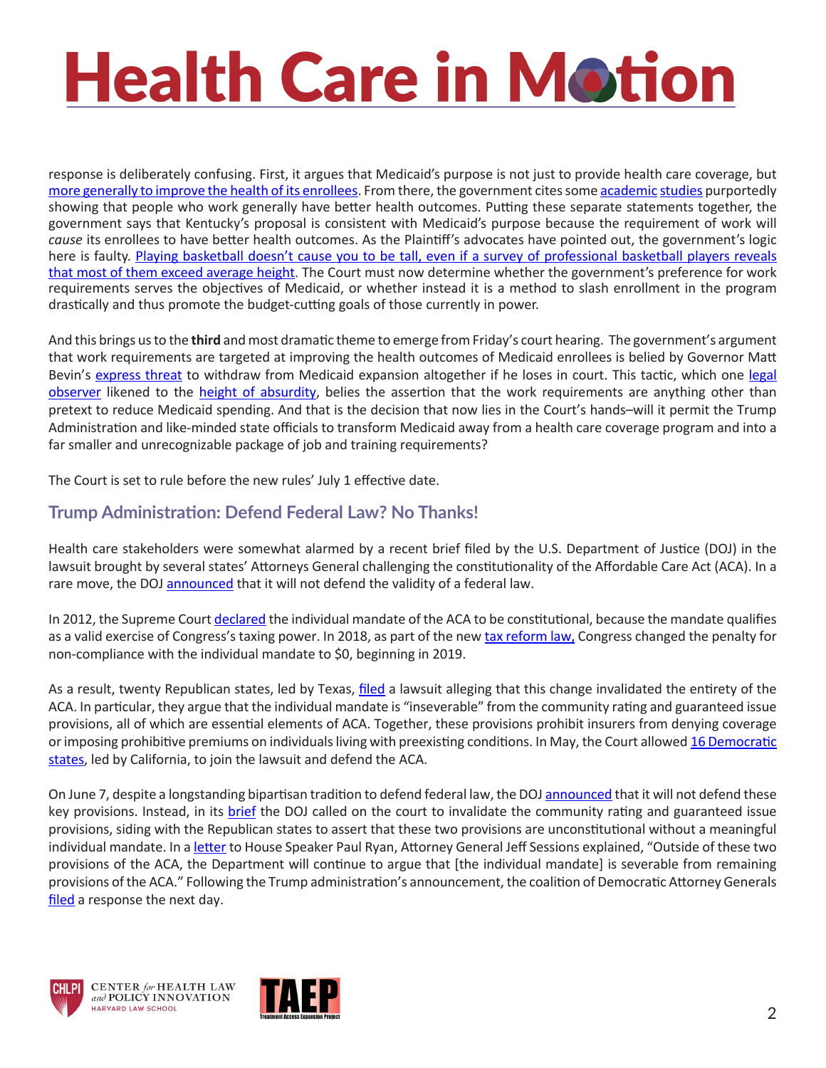response is deliberately confusing. First, it argues that Medicaid's purpose is not just to provide health care coverage, but more generally to improve the health of its enrollees. From there, the government cites some academic studies purportedly showing that people who work generally have better health outcomes. Putting these separate statements together, the government says that Kentucky's proposal is consistent with Medicaid's purpose because the requirement of work will *cause* its enrollees to have better health outcomes. As the Plaintiff's advocates have pointed out, the government's logic here is faulty. Playing basketball doesn't cause you to be tall, even if a survey of professional basketball players reveals that most of them exceed average height. The Court must now determine whether the government's preference for work requirements serves the objectives of Medicaid, or whether instead it is a method to slash enrollment in the program drastically and thus promote the budget-cutting goals of those currently in power.

And this brings us to the **third** and most dramatic theme to emerge from Friday's court hearing. The government's argument that work requirements are targeted at improving the health outcomes of Medicaid enrollees is belied by Governor Matt Bevin's express threat to withdraw from Medicaid expansion altogether if he loses in court. This tactic, which one legal observer likened to the height of absurdity, belies the assertion that the work requirements are anything other than pretext to reduce Medicaid spending. And that is the decision that now lies in the Court's hands–will it permit the Trump Administration and like-minded state officials to transform Medicaid away from a health care coverage program and into a far smaller and unrecognizable package of job and training requirements?

The Court is set to rule before the new rules' July 1 effective date.

## Trump Administration: Defend Federal Law? No Thanks!

Health care stakeholders were somewhat alarmed by a recent brief filed by the U.S. Department of Justice (DOJ) in the lawsuit brought by several states' Attorneys General challenging the constitutionality of the Affordable Care Act (ACA). In a rare move, the DOJ announced that it will not defend the validity of a federal law.

In 2012, the Supreme Court declared the individual mandate of the ACA to be constitutional, because the mandate qualifies as a valid exercise of Congress's taxing power. In 2018, as part of the new tax reform law, Congress changed the penalty for non-compliance with the individual mandate to $0, beginning in 2019.

As a result, twenty Republican states, led by Texas, filed a lawsuit alleging that this change invalidated the entirety of the ACA. In particular, they argue that the individual mandate is "inseverable" from the community rating and guaranteed issue provisions, all of which are essential elements of ACA. Together, these provisions prohibit insurers from denying coverage or imposing prohibitive premiums on individuals living with preexisting conditions. In May, the Court allowed 16 Democratic states, led by California, to join the lawsuit and defend the ACA.

On June 7, despite a longstanding bipartisan tradition to defend federal law, the DOJ announced that it will not defend these key provisions. Instead, in its brief the DOJ called on the court to invalidate the community rating and guaranteed issue provisions, siding with the Republican states to assert that these two provisions are unconstitutional without a meaningful individual mandate. In a letter to House Speaker Paul Ryan, Attorney General Jeff Sessions explained, "Outside of these two provisions of the ACA, the Department will continue to argue that [the individual mandate] is severable from remaining provisions of the ACA." Following the Trump administration's announcement, the coalition of Democratic Attorney Generals filed a response the next day.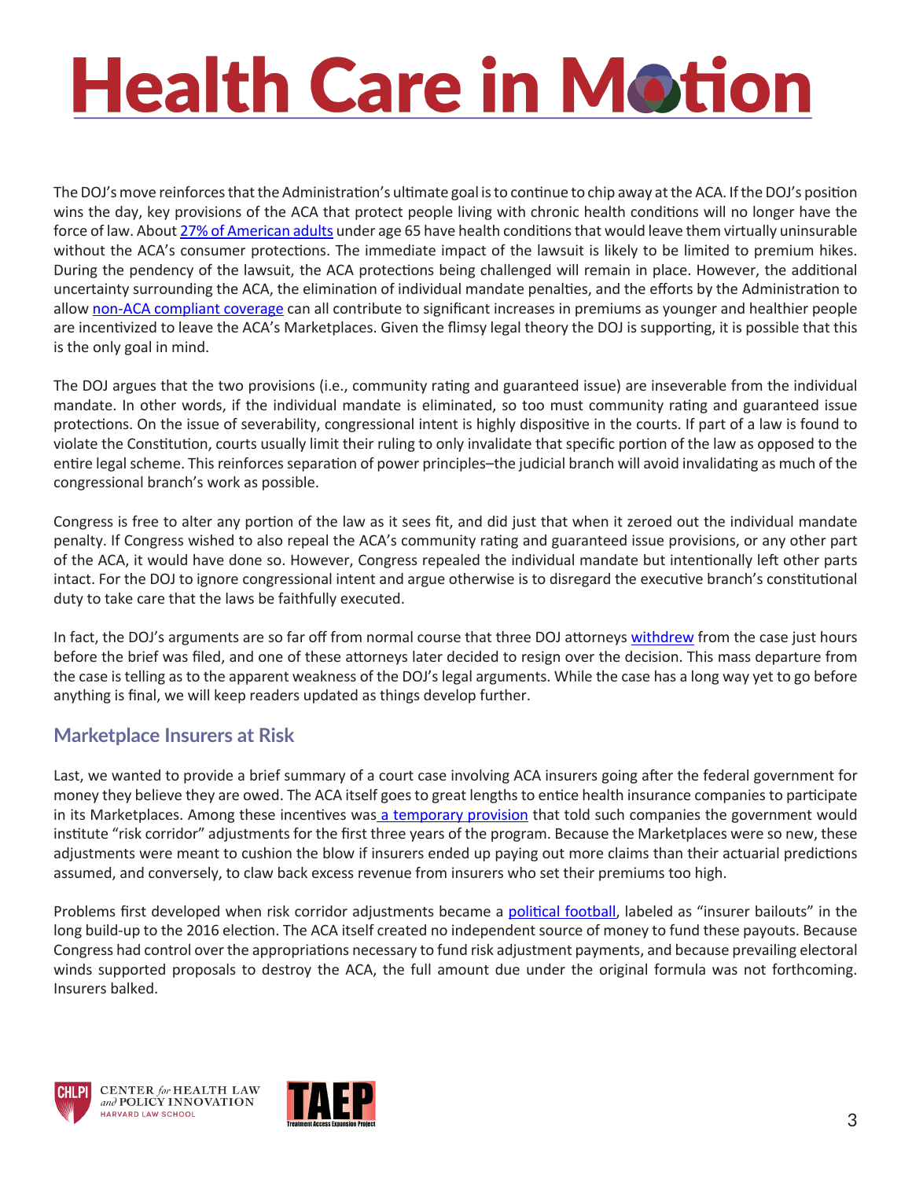The DOJ's move reinforces that the Administration's ultimate goal is to continue to chip away at the ACA. If the DOJ's position wins the day, key provisions of the ACA that protect people living with chronic health conditions will no longer have the force of law. About 27% of American adults under age 65 have health conditions that would leave them virtually uninsurable without the ACA's consumer protections. The immediate impact of the lawsuit is likely to be limited to premium hikes. During the pendency of the lawsuit, the ACA protections being challenged will remain in place. However, the additional uncertainty surrounding the ACA, the elimination of individual mandate penalties, and the efforts by the Administration to allow non-ACA compliant coverage can all contribute to significant increases in premiums as younger and healthier people are incentivized to leave the ACA's Marketplaces. Given the flimsy legal theory the DOJ is supporting, it is possible that this is the only goal in mind.

The DOJ argues that the two provisions (i.e., community rating and guaranteed issue) are inseverable from the individual mandate. In other words, if the individual mandate is eliminated, so too must community rating and guaranteed issue protections. On the issue of severability, congressional intent is highly dispositive in the courts. If part of a law is found to violate the Constitution, courts usually limit their ruling to only invalidate that specific portion of the law as opposed to the entire legal scheme. This reinforces separation of power principles–the judicial branch will avoid invalidating as much of the congressional branch's work as possible.

Congress is free to alter any portion of the law as it sees fit, and did just that when it zeroed out the individual mandate penalty. If Congress wished to also repeal the ACA's community rating and guaranteed issue provisions, or any other part of the ACA, it would have done so. However, Congress repealed the individual mandate but intentionally left other parts intact. For the DOJ to ignore congressional intent and argue otherwise is to disregard the executive branch's constitutional duty to take care that the laws be faithfully executed.

In fact, the DOJ's arguments are so far off from normal course that three DOJ attorneys withdrew from the case just hours before the brief was filed, and one of these attorneys later decided to resign over the decision. This mass departure from the case is telling as to the apparent weakness of the DOJ's legal arguments. While the case has a long way yet to go before anything is final, we will keep readers updated as things develop further.

## Marketplace Insurers at Risk

Last, we wanted to provide a brief summary of a court case involving ACA insurers going after the federal government for money they believe they are owed. The ACA itself goes to great lengths to entice health insurance companies to participate in its Marketplaces. Among these incentives was a temporary provision that told such companies the government would institute "risk corridor" adjustments for the first three years of the program. Because the Marketplaces were so new, these adjustments were meant to cushion the blow if insurers ended up paying out more claims than their actuarial predictions assumed, and conversely, to claw back excess revenue from insurers who set their premiums too high.

Problems first developed when risk corridor adjustments became a political football, labeled as "insurer bailouts" in the long build-up to the 2016 election. The ACA itself created no independent source of money to fund these payouts. Because Congress had control over the appropriations necessary to fund risk adjustment payments, and because prevailing electoral winds supported proposals to destroy the ACA, the full amount due under the original formula was not forthcoming. Insurers balked.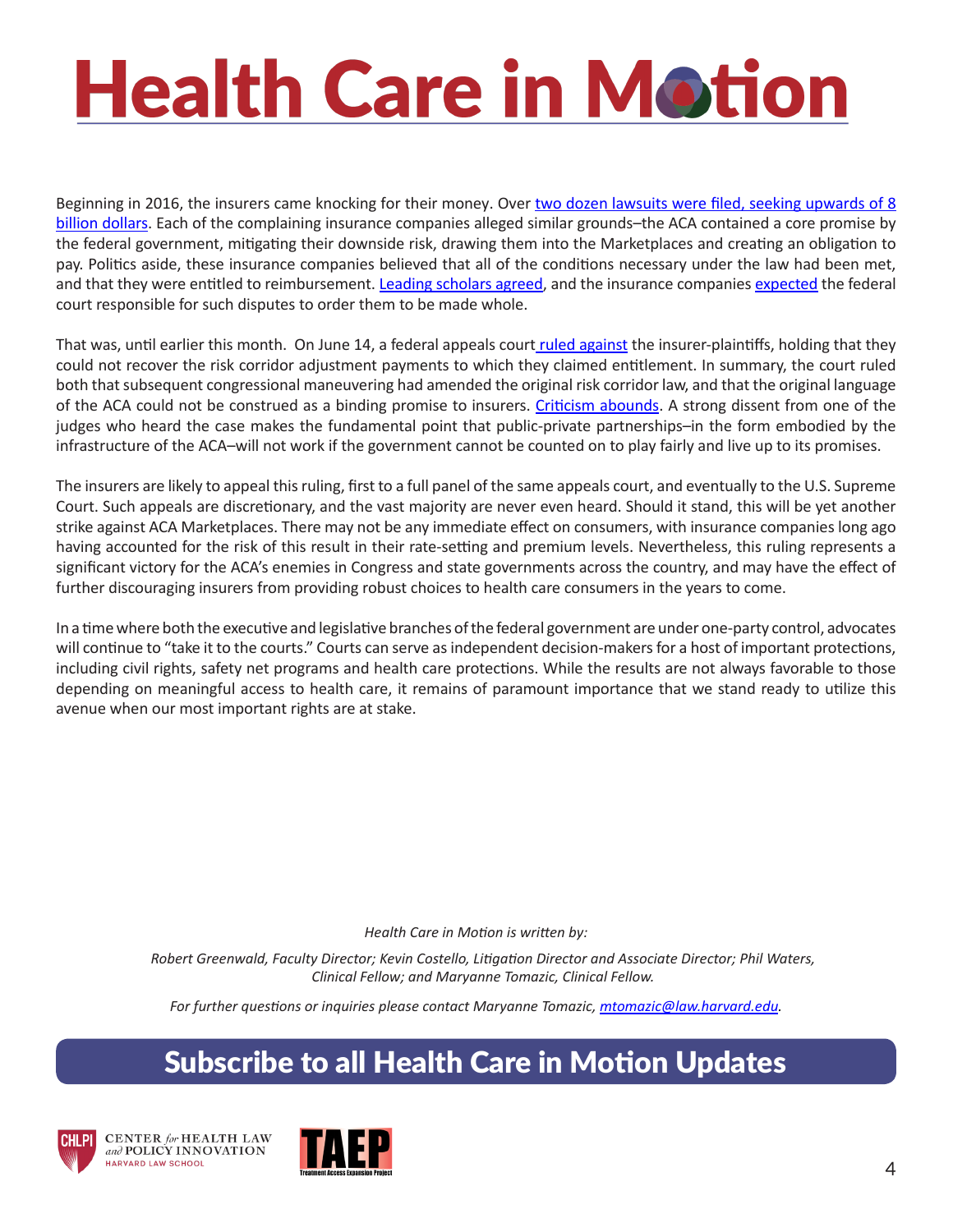# Health Care in Motion

Beginning in 2016, the insurers came knocking for their money. Over two dozen lawsuits were filed, seeking upwards of 8 billion dollars. Each of the complaining insurance companies alleged similar grounds–the ACA contained a core promise by the federal government, mitigating their downside risk, drawing them into the Marketplaces and creating an obligation to pay. Politics aside, these insurance companies believed that all of the conditions necessary under the law had been met, and that they were entitled to reimbursement. Leading scholars agreed, and the insurance companies expected the federal court responsible for such disputes to order them to be made whole.

That was, until earlier this month. On June 14, a federal appeals court ruled against the insurer-plaintiffs, holding that they could not recover the risk corridor adjustment payments to which they claimed entitlement. In summary, the court ruled both that subsequent congressional maneuvering had amended the original risk corridor law, and that the original language of the ACA could not be construed as a binding promise to insurers. Criticism abounds. A strong dissent from one of the judges who heard the case makes the fundamental point that public-private partnerships–in the form embodied by the infrastructure of the ACA–will not work if the government cannot be counted on to play fairly and live up to its promises.

The insurers are likely to appeal this ruling, first to a full panel of the same appeals court, and eventually to the U.S. Supreme Court. Such appeals are discretionary, and the vast majority are never even heard. Should it stand, this will be yet another strike against ACA Marketplaces. There may not be any immediate effect on consumers, with insurance companies long ago having accounted for the risk of this result in their rate-setting and premium levels. Nevertheless, this ruling represents a significant victory for the ACA's enemies in Congress and state governments across the country, and may have the effect of further discouraging insurers from providing robust choices to health care consumers in the years to come.

In a time where both the executive and legislative branches of the federal government are under one-party control, advocates will continue to "take it to the courts." Courts can serve as independent decision-makers for a host of important protections, including civil rights, safety net programs and health care protections. While the results are not always favorable to those depending on meaningful access to health care, it remains of paramount importance that we stand ready to utilize this avenue when our most important rights are at stake.

*Health Care in Motion is written by:*

*Robert Greenwald, Faculty Director; Kevin Costello, Litigation Director and Associate Director; Phil Waters, Clinical Fellow; and Maryanne Tomazic, Clinical Fellow.*

*For further questions or inquiries please contact Maryanne Tomazic, mtomazic@law.harvard.edu.*

**Subscribe to all Health Care in Motion Updates**

CHLPI CENTER *for* HEALTH LAW *and* POLICY INNOVATION HARVARD LAW SCHOOL

TAEP Treatment Access Expansion Project